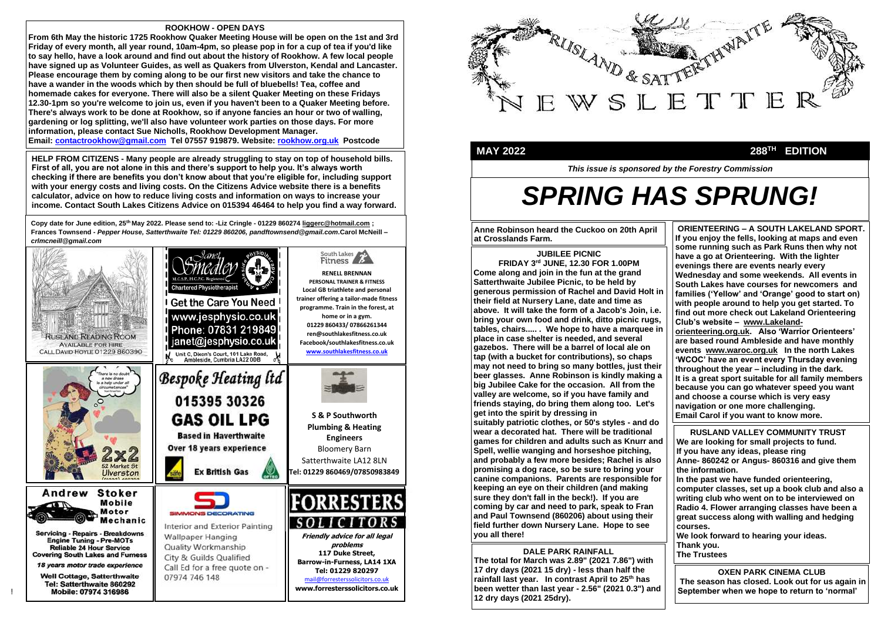### ROOKHOW - OPEN DAYS

**From 6th May the historic 1725 Rookhow Quaker Meeting House will be open on the 1st and 3rd Friday of every month, all year round, 10am-4pm, so please pop in for a cup of tea if you'd like to say hello, have a look around and find out about the history of Rookhow. A few local people have signed up as Volunteer Guides, as well as Quakers from Ulverston, Kendal and Lancaster. Please encourage them by coming along to be our first new visitors and take the chance to have a wander in the woods which by then should be full of bluebells! Tea, coffee and homemade cakes for everyone. There will also be a silent Quaker Meeting on these Fridays 12.30-1pm so you're welcome to join us, even if you haven't been to a Quaker Meeting before. There's always work to be done at Rookhow, so if anyone fancies an hour or two of walling, gardening or log splitting, we'll also have volunteer work parties on those days. For more information, please contact Sue Nicholls, Rookhow Development Manager.**
**Email: contactrookhow@gmail.com Tel 07557 919879. Website: rookhow.org.uk Postcode**

**HELP FROM CITIZENS - Many people are already struggling to stay on top of household bills. First of all, you are not alone in this and there's support to help you. It's always worth checking if there are benefits you don't know about that you're eligible for, including support with your energy costs and living costs. On the Citizens Advice website there is a benefits calculator, advice on how to reduce living costs and information on ways to increase your income. Contact South Lakes Citizens Advice on 015394 46464 to help you find a way forward.**

**Copy date for June edition, 25th May 2022. Please send to: -Liz Cringle - 01229 860274 liggerc@hotmail.com ; Frances Townsend -** ***Pepper House, Satterthwaite Tel: 01229 860206, pandftownsend@gmail.com*****.Carol McNeill –** ***crlmcneill@gmail.com***

RUSLAND READING ROOM
AVAILABLE FOR HIRE
CALL DAVID HOYLE 01229 860390

Janet Smedley
M.C.S.P., H.C.P.C. Registered
Chartered Physiotherapist
Ambleside Physiotherapy Clinic
Get the Care You Need
www.jesphysio.co.uk
Phone: 07831 219849
janet@jesphysio.co.uk
Unit C, Dixon's Court, 161 Lake Road, Ambleside, Cumbria LA22 0DB

South Lakes Fitness
**RENELL BRENNAN**
**PERSONAL TRAINER & FITNESS**
**Local GB triathlete and personal trainer offering a tailor-made fitness programme. Train in the forest, at home or in a gym.**
**01229 860433/ 07866261344**
**ren@southlakesfitness.co.uk**
**Facebook/southlakesfitness.co.uk**
**www.southlakesfitness.co.uk**

"There is no doubt a new dress is a help under all circumstances"
2x2
52 Market St
Ulverston

*Bespoke Heating ltd*
015395 30326
**GAS OIL LPG**
**Based in Haverthwaite**
**Over 18 years experience**
**Ex British Gas**

**S & P Southworth**
**Plumbing & Heating Engineers**
Bloomery Barn
Satterthwaite LA12 8LN
**Tel: 01229 860469/07850983849**

**Andrew Stoker**
**Mobile Motor Mechanic**
**Servicing - Repairs - Breakdowns**
**Engine Tuning - Pre-MOTs**
**Reliable 24 Hour Service**
**Covering South Lakes and Furness**
***18 years motor trade experience***
**Well Cottage, Satterthwaite**
**Tel: Satterthwaite 860292**
**Mobile: 07974 316986**

SIMMONS DECORATING
Interior and Exterior Painting
Wallpaper Hanging
Quality Workmanship
City & Guilds Qualified
Call Ed for a free quote on - 07974 746 148

**FORRESTERS**
**SOLICITORS**
***Friendly advice for all legal problems***
**117 Duke Street, Barrow-in-Furness, LA14 1XA**
**Tel: 01229 820297**
mail@forresterssolicitors.co.uk
**www.forresterssolicitors.co.uk**

# RUSLAND & SATTERTHWAITE NEWSLETTER

**MAY 2022** **288TH EDITION**

***This issue is sponsored by the Forestry Commission***

# *SPRING HAS SPRUNG!*

**Anne Robinson heard the Cuckoo on 20th April at Crosslands Farm.**

### JUBILEE PICNIC
**FRIDAY 3rd JUNE, 12.30 FOR 1.00PM**

**Come along and join in the fun at the grand Satterthwaite Jubilee Picnic, to be held by generous permission of Rachel and David Holt in their field at Nursery Lane, date and time as above. It will take the form of a Jacob's Join, i.e. bring your own food and drink, ditto picnic rugs, tables, chairs..... . We hope to have a marquee in place in case shelter is needed, and several gazebos. There will be a barrel of local ale on tap (with a bucket for contributions), so chaps may not need to bring so many bottles, just their beer glasses. Anne Robinson is kindly making a big Jubilee Cake for the occasion. All from the valley are welcome, so if you have family and friends staying, do bring them along too. Let's get into the spirit by dressing in suitably patriotic clothes, or 50's styles - and do wear a decorated hat. There will be traditional games for children and adults such as Knurr and Spell, wellie wanging and horseshoe pitching, and probably a few more besides; Rachel is also promising a dog race, so be sure to bring your canine companions. Parents are responsible for keeping an eye on their children (and making sure they don't fall in the beck!). If you are coming by car and need to park, speak to Fran and Paul Townsend (860206) about using their field further down Nursery Lane. Hope to see you all there!**

### DALE PARK RAINFALL
**The total for March was 2.89" (2021 7.86") with 17 dry days (2021 15 dry) - less than half the rainfall last year. In contrast April to 25th has been wetter than last year - 2.56" (2021 0.3") and 12 dry days (2021 25dry).**

### ORIENTEERING – A SOUTH LAKELAND SPORT.
**If you enjoy the fells, looking at maps and even some running such as Park Runs then why not have a go at Orienteering. With the lighter evenings there are events nearly every Wednesday and some weekends. All events in South Lakes have courses for newcomers and families ('Yellow' and 'Orange' good to start on) with people around to help you get started. To find out more check out Lakeland Orienteering Club's website – www.Lakeland-orienteering.org.uk. Also 'Warrior Orienteers' are based round Ambleside and have monthly events www.waroc.org.uk In the north Lakes 'WCOC' have an event every Thursday evening throughout the year – including in the dark. It is a great sport suitable for all family members because you can go whatever speed you want and choose a course which is very easy navigation or one more challenging. Email Carol if you want to know more.**

### RUSLAND VALLEY COMMUNITY TRUST
**We are looking for small projects to fund. If you have any ideas, please ring Anne- 860242 or Angus- 860316 and give them the information.**
**In the past we have funded orienteering, computer classes, set up a book club and also a writing club who went on to be interviewed on Radio 4. Flower arranging classes have been a great success along with walling and hedging courses.**
**We look forward to hearing your ideas.**
**Thank you.**
**The Trustees**

### OXEN PARK CINEMA CLUB
**The season has closed. Look out for us again in September when we hope to return to 'normal'**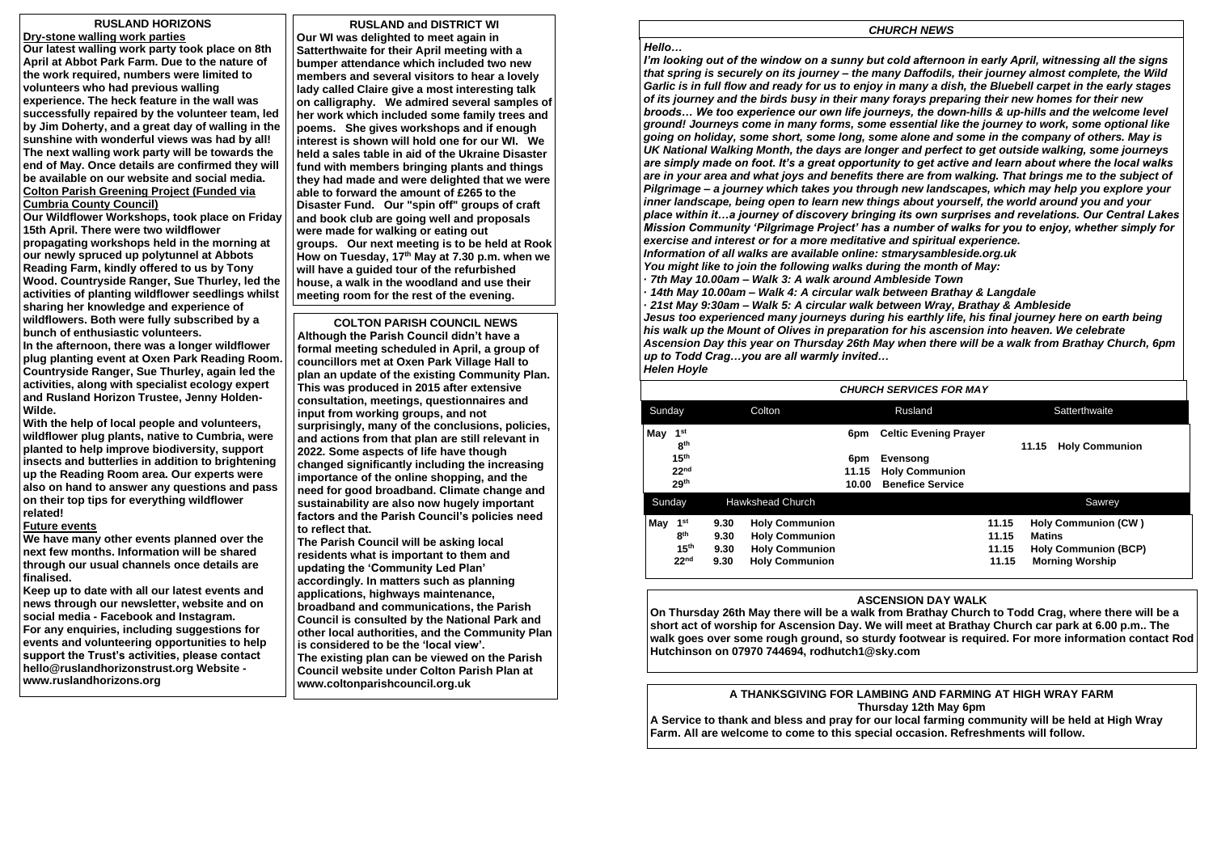## RUSLAND HORIZONS

**Dry-stone walling work parties**

**Our latest walling work party took place on 8th April at Abbot Park Farm. Due to the nature of the work required, numbers were limited to volunteers who had previous walling experience. The heck feature in the wall was successfully repaired by the volunteer team, led by Jim Doherty, and a great day of walling in the sunshine with wonderful views was had by all! The next walling work party will be towards the end of May. Once details are confirmed they will be available on our website and social media.**

**Colton Parish Greening Project (Funded via Cumbria County Council)**

**Our Wildflower Workshops, took place on Friday 15th April. There were two wildflower propagating workshops held in the morning at our newly spruced up polytunnel at Abbots Reading Farm, kindly offered to us by Tony Wood. Countryside Ranger, Sue Thurley, led the activities of planting wildflower seedlings whilst sharing her knowledge and experience of wildflowers. Both were fully subscribed by a bunch of enthusiastic volunteers.**

**In the afternoon, there was a longer wildflower plug planting event at Oxen Park Reading Room. Countryside Ranger, Sue Thurley, again led the activities, along with specialist ecology expert and Rusland Horizon Trustee, Jenny Holden-Wilde.**

**With the help of local people and volunteers, wildflower plug plants, native to Cumbria, were planted to help improve biodiversity, support insects and butterflies in addition to brightening up the Reading Room area. Our experts were also on hand to answer any questions and pass on their top tips for everything wildflower related!**

**Future events**

**We have many other events planned over the next few months. Information will be shared through our usual channels once details are finalised.**

**Keep up to date with all our latest events and news through our newsletter, website and on social media - Facebook and Instagram.**

**For any enquiries, including suggestions for events and volunteering opportunities to help support the Trust's activities, please contact hello@ruslandhorizonstrust.org Website - www.ruslandhorizons.org**

## RUSLAND and DISTRICT WI

**Our WI was delighted to meet again in Satterthwaite for their April meeting with a bumper attendance which included two new members and several visitors to hear a lovely lady called Claire give a most interesting talk on calligraphy. We admired several samples of her work which included some family trees and poems. She gives workshops and if enough interest is shown will hold one for our WI. We held a sales table in aid of the Ukraine Disaster fund with members bringing plants and things they had made and were delighted that we were able to forward the amount of £265 to the Disaster Fund. Our "spin off" groups of craft and book club are going well and proposals were made for walking or eating out groups. Our next meeting is to be held at Rook How on Tuesday, 17th May at 7.30 p.m. when we will have a guided tour of the refurbished house, a walk in the woodland and use their meeting room for the rest of the evening.**

## COLTON PARISH COUNCIL NEWS

**Although the Parish Council didn't have a formal meeting scheduled in April, a group of councillors met at Oxen Park Village Hall to plan an update of the existing Community Plan. This was produced in 2015 after extensive consultation, meetings, questionnaires and input from working groups, and not surprisingly, many of the conclusions, policies, and actions from that plan are still relevant in 2022. Some aspects of life have though changed significantly including the increasing importance of the online shopping, and the need for good broadband. Climate change and sustainability are also now hugely important factors and the Parish Council's policies need to reflect that.**

**The Parish Council will be asking local residents what is important to them and updating the 'Community Led Plan' accordingly. In matters such as planning applications, highways maintenance, broadband and communications, the Parish Council is consulted by the National Park and other local authorities, and the Community Plan is considered to be the 'local view'.**

**The existing plan can be viewed on the Parish Council website under Colton Parish Plan at www.coltonparishcouncil.org.uk**

## *CHURCH NEWS*

***Hello…***

***I'm looking out of the window on a sunny but cold afternoon in early April, witnessing all the signs that spring is securely on its journey – the many Daffodils, their journey almost complete, the Wild Garlic is in full flow and ready for us to enjoy in many a dish, the Bluebell carpet in the early stages of its journey and the birds busy in their many forays preparing their new homes for their new broods… We too experience our own life journeys, the down-hills & up-hills and the welcome level ground! Journeys come in many forms, some essential like the journey to work, some optional like going on holiday, some short, some long, some alone and some in the company of others. May is UK National Walking Month, the days are longer and perfect to get outside walking, some journeys are simply made on foot. It's a great opportunity to get active and learn about where the local walks are in your area and what joys and benefits there are from walking. That brings me to the subject of Pilgrimage – a journey which takes you through new landscapes, which may help you explore your inner landscape, being open to learn new things about yourself, the world around you and your place within it…a journey of discovery bringing its own surprises and revelations. Our Central Lakes Mission Community 'Pilgrimage Project' has a number of walks for you to enjoy, whether simply for exercise and interest or for a more meditative and spiritual experience.***

***Information of all walks are available online: stmarysambleside.org.uk***

***You might like to join the following walks during the month of May:***

***· 7th May 10.00am – Walk 3: A walk around Ambleside Town***

***· 14th May 10.00am – Walk 4: A circular walk between Brathay & Langdale***

***· 21st May 9:30am – Walk 5: A circular walk between Wray, Brathay & Ambleside***

***Jesus too experienced many journeys during his earthly life, his final journey here on earth being his walk up the Mount of Olives in preparation for his ascension into heaven. We celebrate Ascension Day this year on Thursday 26th May when there will be a walk from Brathay Church, 6pm up to Todd Crag…you are all warmly invited…***

***Helen Hoyle***

### *CHURCH SERVICES FOR MAY*

| Sunday | Colton | Rusland | Satterthwaite |
|---|---|---|---|
| May 1st | | 6pm Celtic Evening Prayer | |
| 8th | | | 11.15 Holy Communion |
| 15th | | 6pm Evensong | |
| 22nd | | 11.15 Holy Communion | |
| 29th | | 10.00 Benefice Service | |

| Sunday | Hawkshead Church | Sawrey |
|---|---|---|
| May 1st | 9.30 Holy Communion | 11.15 Holy Communion (CW ) |
| 8th | 9.30 Holy Communion | 11.15 Matins |
| 15th | 9.30 Holy Communion | 11.15 Holy Communion (BCP) |
| 22nd | 9.30 Holy Communion | 11.15 Morning Worship |

### ASCENSION DAY WALK

**On Thursday 26th May there will be a walk from Brathay Church to Todd Crag, where there will be a short act of worship for Ascension Day. We will meet at Brathay Church car park at 6.00 p.m.. The walk goes over some rough ground, so sturdy footwear is required. For more information contact Rod Hutchinson on 07970 744694, rodhutch1@sky.com**

### A THANKSGIVING FOR LAMBING AND FARMING AT HIGH WRAY FARM

**Thursday 12th May 6pm**

**A Service to thank and bless and pray for our local farming community will be held at High Wray Farm. All are welcome to come to this special occasion. Refreshments will follow.**